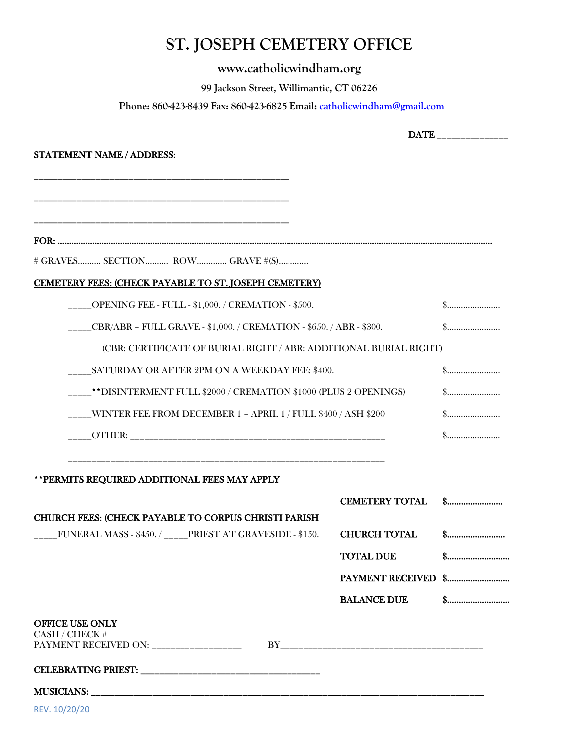# ST. JOSEPH CEMETERY OFFICE

**www.catholicwindham.org**

**99 Jackson Street, Willimantic, CT 06226**

**Phone: 860-423-8439 Fax: 860-423-6825 Email: catholicwindham@gmail.com**

**DATE** ______________

**STATEMENT NAME / ADDRESS:**

________________________________________________

________________________________________________

________________________________________________

**FOR:** ..........................................................................................................................................................................

# GRAVES.......... SECTION.......... ROW............. GRAVE #(S).............

**CEMETERY FEES: (CHECK PAYABLE TO ST. JOSEPH CEMETERY)**

_____OPENING FEE - FULL - $1,000. / CREMATION - $500. $.......................

_____CBR/ABR – FULL GRAVE - $1,000. / CREMATION - $650. / ABR - $300. $.......................

(CBR: CERTIFICATE OF BURIAL RIGHT / ABR: ADDITIONAL BURIAL RIGHT)

_____SATURDAY OR AFTER 2PM ON A WEEKDAY FEE: $400. $.......................

_____**DISINTERMENT FULL $2000 / CREMATION $1000 (PLUS 2 OPENINGS) $.......................

_____WINTER FEE FROM DECEMBER 1 – APRIL 1 / FULL $400 / ASH $200 $.......................

_____OTHER: ______________________________________________________ $.......................

_______________________________________________________________

**\*\*PERMITS REQUIRED ADDITIONAL FEES MAY APPLY**

**CEMETERY TOTAL** **$........................**

**CHURCH FEES: (CHECK PAYABLE TO CORPUS CHRISTI PARISH**

_____FUNERAL MASS - $450. / _____PRIEST AT GRAVESIDE - $150. **CHURCH TOTAL** **$.........................**

**TOTAL DUE** **$...........................**

**PAYMENT RECEIVED** **$...........................**

**BALANCE DUE** **$...........................**

**OFFICE USE ONLY**

CASH / CHECK #

PAYMENT RECEIVED ON: __________________ BY_________________________________________

**CELEBRATING PRIEST:** ______________________________________

**MUSICIANS:** ______________________________________________________________________________________

REV. 10/20/20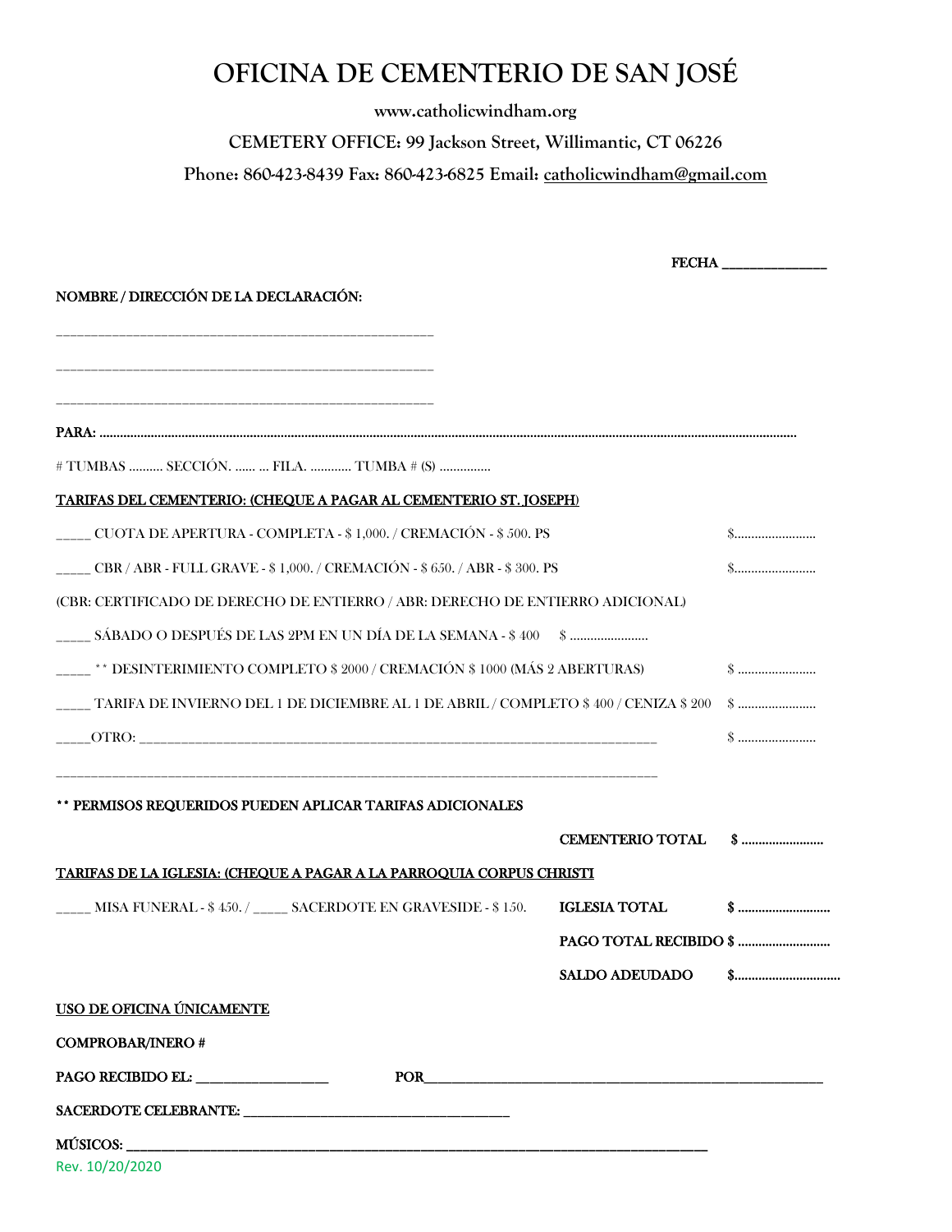# OFICINA DE CEMENTERIO DE SAN JOSÉ

**www.catholicwindham.org**

**CEMETERY OFFICE: 99 Jackson Street, Willimantic, CT 06226**

**Phone: 860-423-8439 Fax: 860-423-6825 Email: catholicwindham@gmail.com**

**FECHA ______________**

**NOMBRE / DIRECCIÓN DE LA DECLARACIÓN:**

_______________________________________________

_______________________________________________

_______________________________________________

**PARA: ..........................................................................................................................................................................................**

# TUMBAS .......... SECCIÓN. ...... ... FILA. ............ TUMBA # (S) ..............

**TARIFAS DEL CEMENTERIO: (CHEQUE A PAGAR AL CEMENTERIO ST. JOSEPH)**

_____ CUOTA DE APERTURA - COMPLETA - $ 1,000. / CREMACIÓN - $ 500. PS $........................

_____ CBR / ABR - FULL GRAVE - $ 1,000. / CREMACIÓN - $ 650. / ABR - $ 300. PS $........................

(CBR: CERTIFICADO DE DERECHO DE ENTIERRO / ABR: DERECHO DE ENTIERRO ADICIONAL)

_____ SÁBADO O DESPUÉS DE LAS 2PM EN UN DÍA DE LA SEMANA - $ 400 $ .......................

_____ ** DESINTERIMIENTO COMPLETO $ 2000 / CREMACIÓN $ 1000 (MÁS 2 ABERTURAS) $ .......................

_____ TARIFA DE INVIERNO DEL 1 DE DICIEMBRE AL 1 DE ABRIL / COMPLETO $ 400 / CENIZA $ 200 $ .......................

_____OTRO: _________________________________________________________________________ $ .......................

_________________________________________________________________________________________

**** PERMISOS REQUERIDOS PUEDEN APLICAR TARIFAS ADICIONALES**

**CEMENTERIO TOTAL $ ........................**

**TARIFAS DE LA IGLESIA: (CHEQUE A PAGAR A LA PARROQUIA CORPUS CHRISTI**

_____ MISA FUNERAL - $ 450. / _____ SACERDOTE EN GRAVESIDE - $ 150. **IGLESIA TOTAL $ ...........................**

**PAGO TOTAL RECIBIDO $ ...........................**

**SALDO ADEUDADO $...............................**

**USO DE OFICINA ÚNICAMENTE**

**COMPROBAR/INERO #**

**PAGO RECIBIDO EL:** __________________ **POR**_______________________________________________________

**SACERDOTE CELEBRANTE:** ____________________________________

**MÚSICOS:** ____________________________________________________________________________________

Rev. 10/20/2020